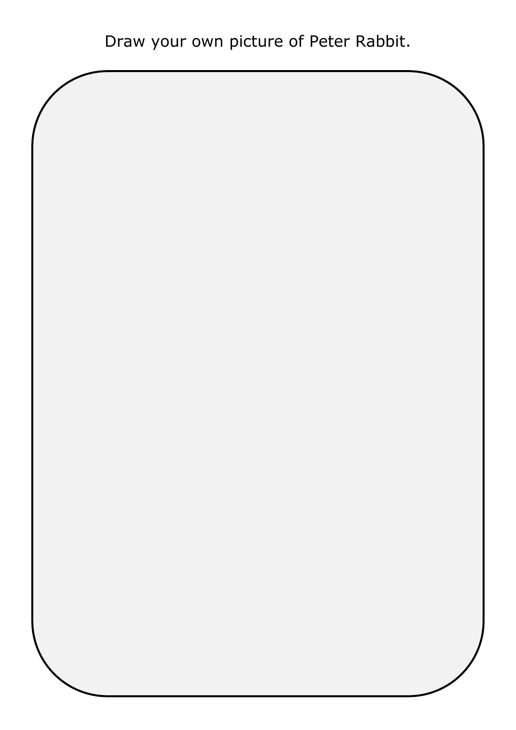Draw your own picture of Peter Rabbit.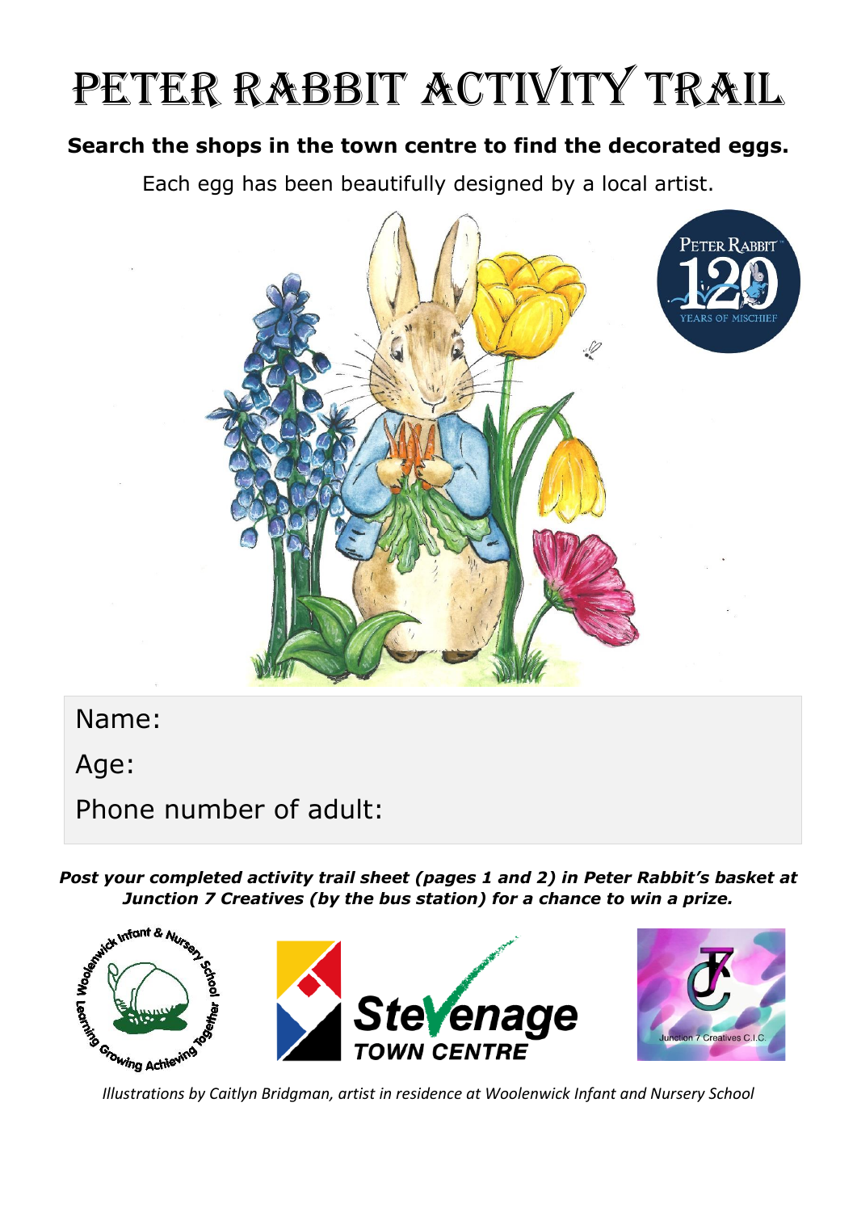# PETER RABBIT ACTIVITY TRAIL

**Search the shops in the town centre to find the decorated eggs.**

Each egg has been beautifully designed by a local artist.

Name:

Age:

Phone number of adult:

***Post your completed activity trail sheet (pages 1 and 2) in Peter Rabbit's basket at Junction 7 Creatives (by the bus station) for a chance to win a prize.***

*Illustrations by Caitlyn Bridgman, artist in residence at Woolenwick Infant and Nursery School*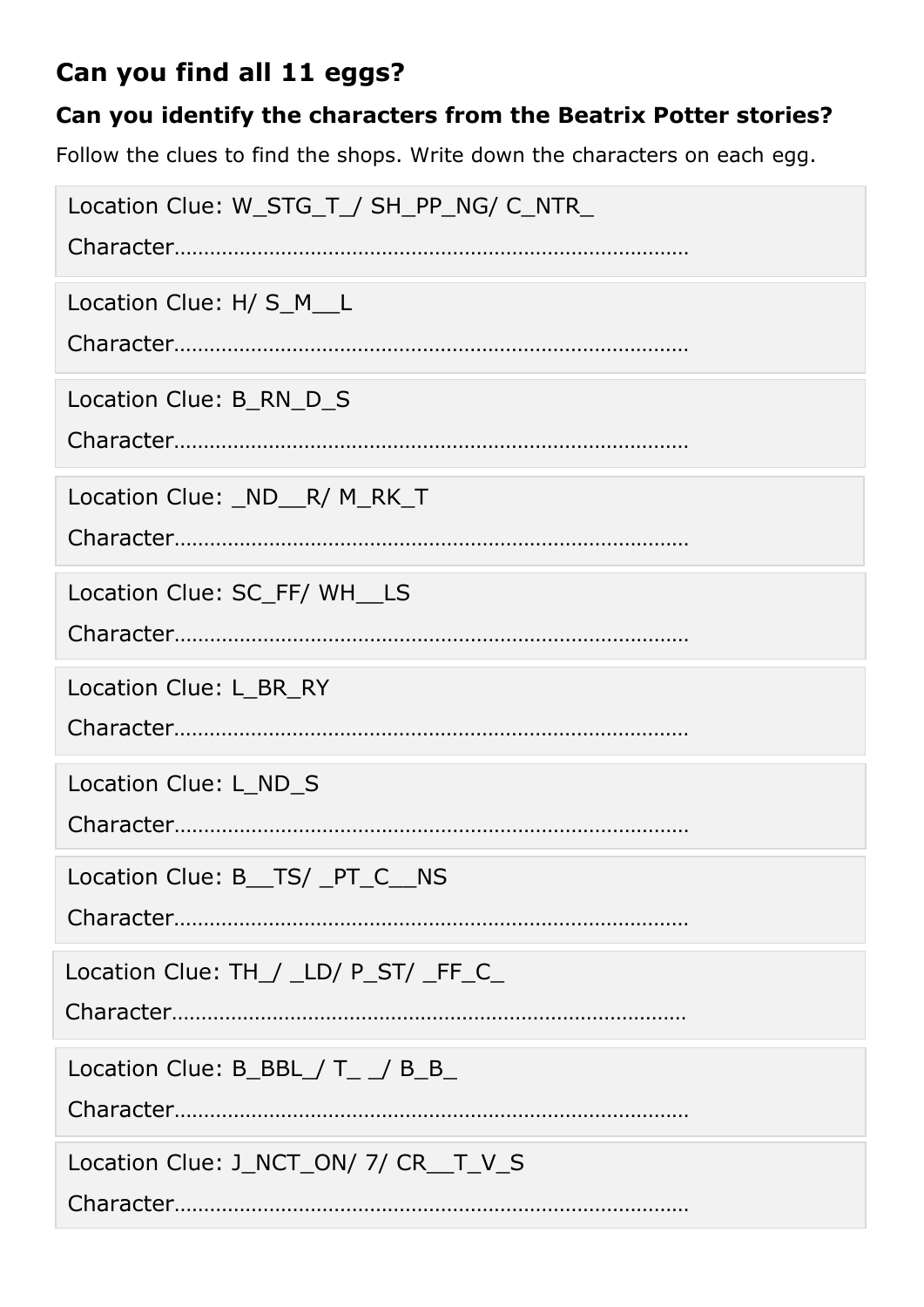## Can you find all 11 eggs?

### Can you identify the characters from the Beatrix Potter stories?

Follow the clues to find the shops. Write down the characters on each egg.

Location Clue: W_STG_T_/ SH_PP_NG/ C_NTR_

Character………………………………………………………………………………

Location Clue: H/ S_M__L

Character………………………………………………………………………………

Location Clue: B_RN_D_S

Character………………………………………………………………………………

Location Clue: _ND__R/ M_RK_T

Character………………………………………………………………………………

Location Clue: SC_FF/ WH__LS

Character………………………………………………………………………………

Location Clue: L_BR_RY

Character………………………………………………………………………………

Location Clue: L_ND_S

Character………………………………………………………………………………

Location Clue: B__TS/ _PT_C__NS

Character………………………………………………………………………………

Location Clue: TH_/ _LD/ P_ST/ _FF_C_

Character………………………………………………………………………………

Location Clue: B_BBL_/ T_ _/ B_B_

Character………………………………………………………………………………

Location Clue: J_NCT_ON/ 7/ CR__T_V_S

Character………………………………………………………………………………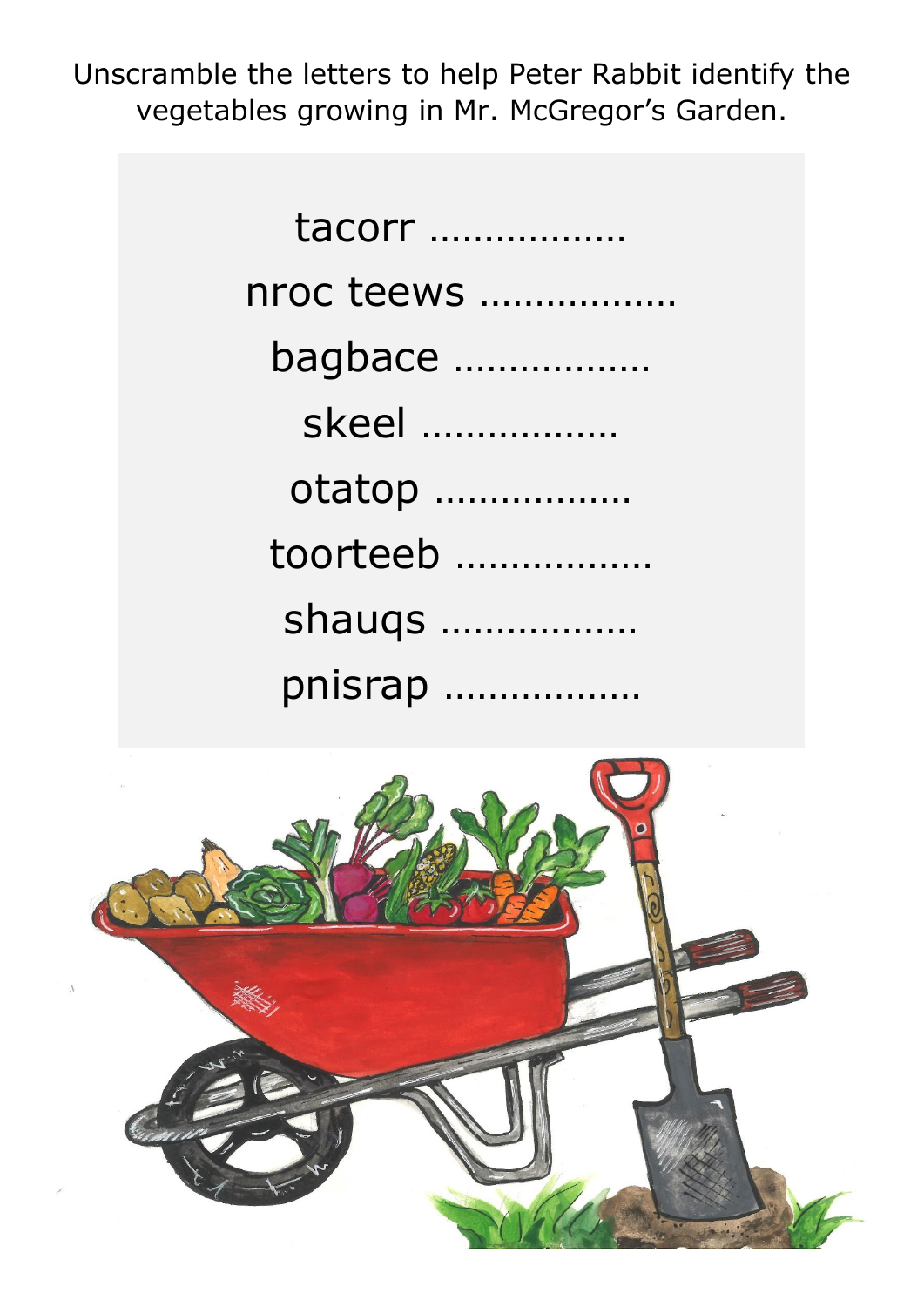Unscramble the letters to help Peter Rabbit identify the vegetables growing in Mr. McGregor's Garden.

tacorr ………………

nroc teews ………………

bagbace ………………

skeel ………………

otatop ………………

toorteeb ………………

shauqs ………………

pnisrap ………………